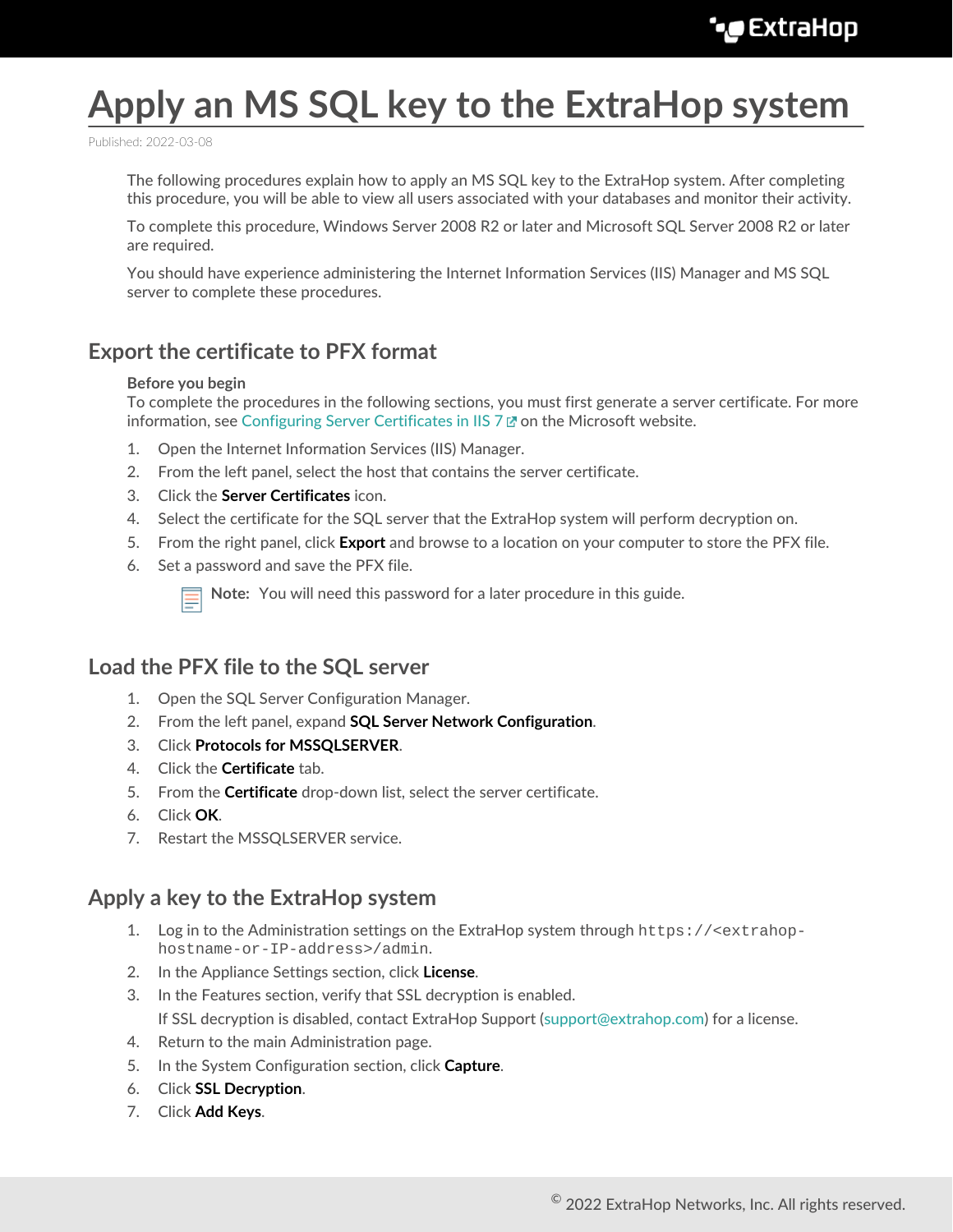# Apply an MS SQL key to the ExtraHop system

Published: 2022-03-08

The following procedures explain how to apply an MS SQL key to the ExtraHop system. After completing this procedure, you will be able to view all users associated with your databases and monitor their activity.

To complete this procedure, Windows Server 2008 R2 or later and Microsoft SQL Server 2008 R2 or later are required.

You should have experience administering the Internet Information Services (IIS) Manager and MS SQL server to complete these procedures.

## Export the certificate to PFX format

**Before you begin**

To complete the procedures in the following sections, you must first generate a server certificate. For more information, see Configuring Server Certificates in IIS 7 on the Microsoft website.

1. Open the Internet Information Services (IIS) Manager.
2. From the left panel, select the host that contains the server certificate.
3. Click the **Server Certificates** icon.
4. Select the certificate for the SQL server that the ExtraHop system will perform decryption on.
5. From the right panel, click **Export** and browse to a location on your computer to store the PFX file.
6. Set a password and save the PFX file.

   **Note:** You will need this password for a later procedure in this guide.

## Load the PFX file to the SQL server

1. Open the SQL Server Configuration Manager.
2. From the left panel, expand **SQL Server Network Configuration**.
3. Click **Protocols for MSSQLSERVER**.
4. Click the **Certificate** tab.
5. From the **Certificate** drop-down list, select the server certificate.
6. Click **OK**.
7. Restart the MSSQLSERVER service.

## Apply a key to the ExtraHop system

1. Log in to the Administration settings on the ExtraHop system through `https://<extrahop-hostname-or-IP-address>/admin`.
2. In the Appliance Settings section, click **License**.
3. In the Features section, verify that SSL decryption is enabled.

   If SSL decryption is disabled, contact ExtraHop Support (support@extrahop.com) for a license.
4. Return to the main Administration page.
5. In the System Configuration section, click **Capture**.
6. Click **SSL Decryption**.
7. Click **Add Keys**.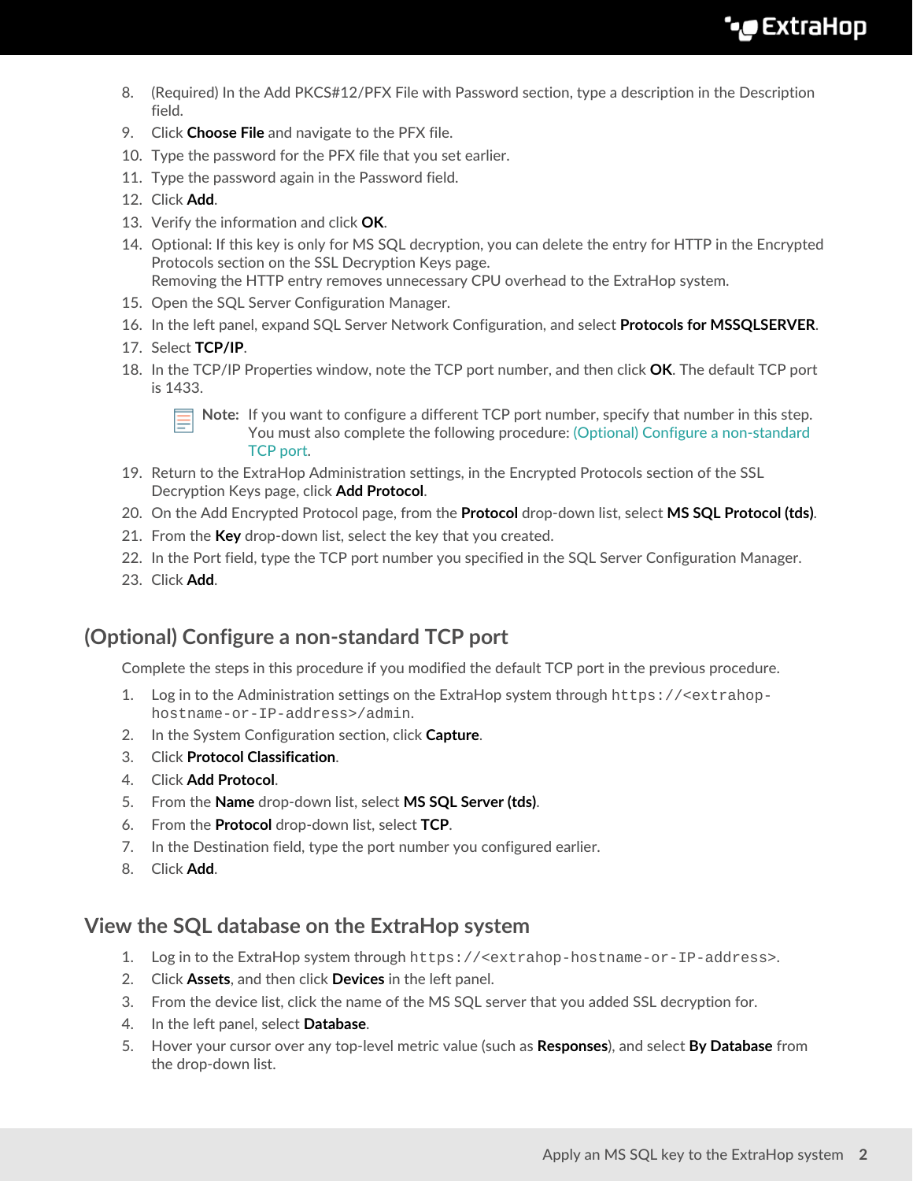8. (Required) In the Add PKCS#12/PFX File with Password section, type a description in the Description field.
9. Click **Choose File** and navigate to the PFX file.
10. Type the password for the PFX file that you set earlier.
11. Type the password again in the Password field.
12. Click **Add**.
13. Verify the information and click **OK**.
14. Optional: If this key is only for MS SQL decryption, you can delete the entry for HTTP in the Encrypted Protocols section on the SSL Decryption Keys page.
    Removing the HTTP entry removes unnecessary CPU overhead to the ExtraHop system.
15. Open the SQL Server Configuration Manager.
16. In the left panel, expand SQL Server Network Configuration, and select **Protocols for MSSQLSERVER**.
17. Select **TCP/IP**.
18. In the TCP/IP Properties window, note the TCP port number, and then click **OK**. The default TCP port is 1433.

    > **Note:** If you want to configure a different TCP port number, specify that number in this step. You must also complete the following procedure: (Optional) Configure a non-standard TCP port.

19. Return to the ExtraHop Administration settings, in the Encrypted Protocols section of the SSL Decryption Keys page, click **Add Protocol**.
20. On the Add Encrypted Protocol page, from the **Protocol** drop-down list, select **MS SQL Protocol (tds)**.
21. From the **Key** drop-down list, select the key that you created.
22. In the Port field, type the TCP port number you specified in the SQL Server Configuration Manager.
23. Click **Add**.

## (Optional) Configure a non-standard TCP port

Complete the steps in this procedure if you modified the default TCP port in the previous procedure.

1. Log in to the Administration settings on the ExtraHop system through `https://<extrahop-hostname-or-IP-address>/admin`.
2. In the System Configuration section, click **Capture**.
3. Click **Protocol Classification**.
4. Click **Add Protocol**.
5. From the **Name** drop-down list, select **MS SQL Server (tds)**.
6. From the **Protocol** drop-down list, select **TCP**.
7. In the Destination field, type the port number you configured earlier.
8. Click **Add**.

## View the SQL database on the ExtraHop system

1. Log in to the ExtraHop system through `https://<extrahop-hostname-or-IP-address>`.
2. Click **Assets**, and then click **Devices** in the left panel.
3. From the device list, click the name of the MS SQL server that you added SSL decryption for.
4. In the left panel, select **Database**.
5. Hover your cursor over any top-level metric value (such as **Responses**), and select **By Database** from the drop-down list.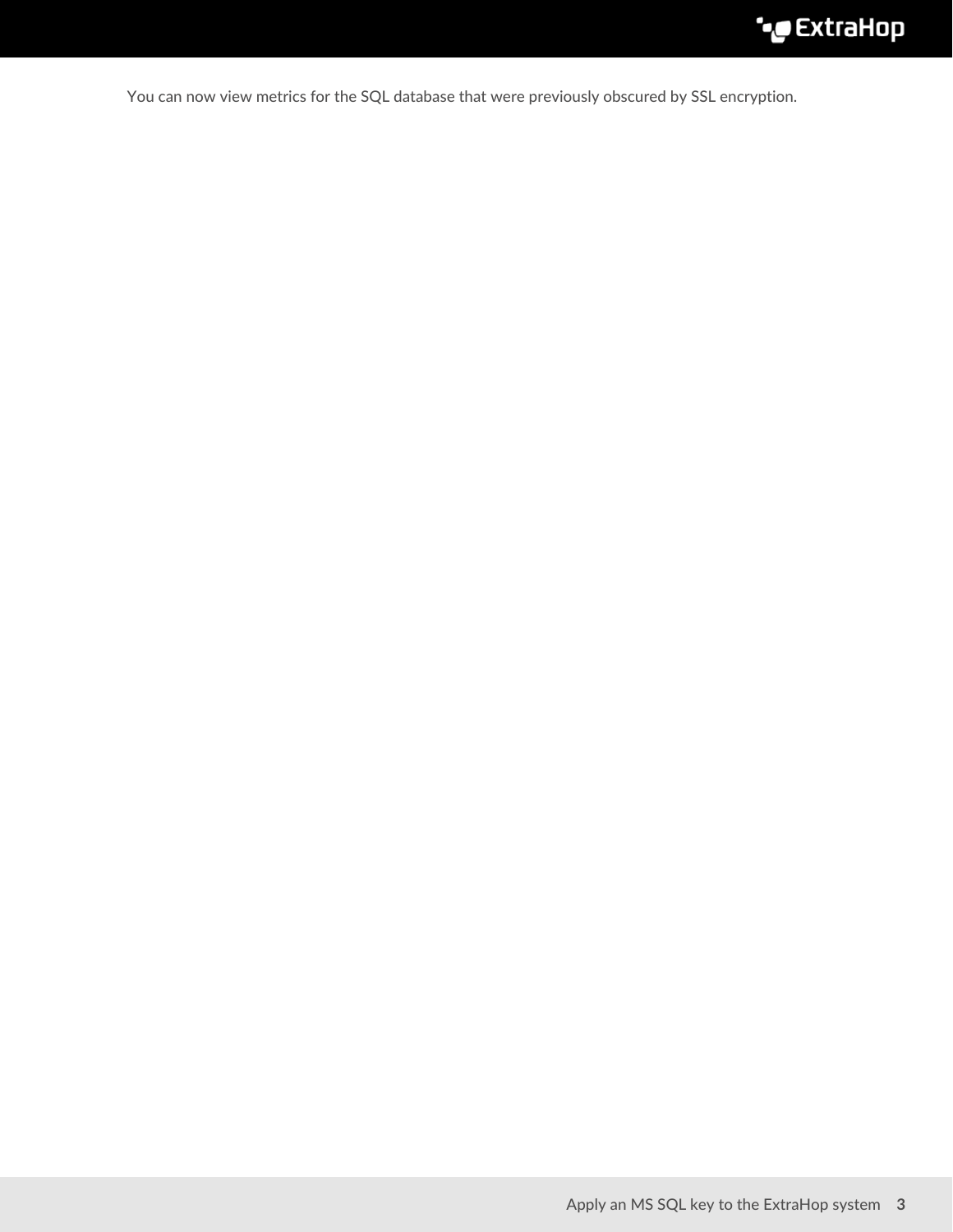You can now view metrics for the SQL database that were previously obscured by SSL encryption.